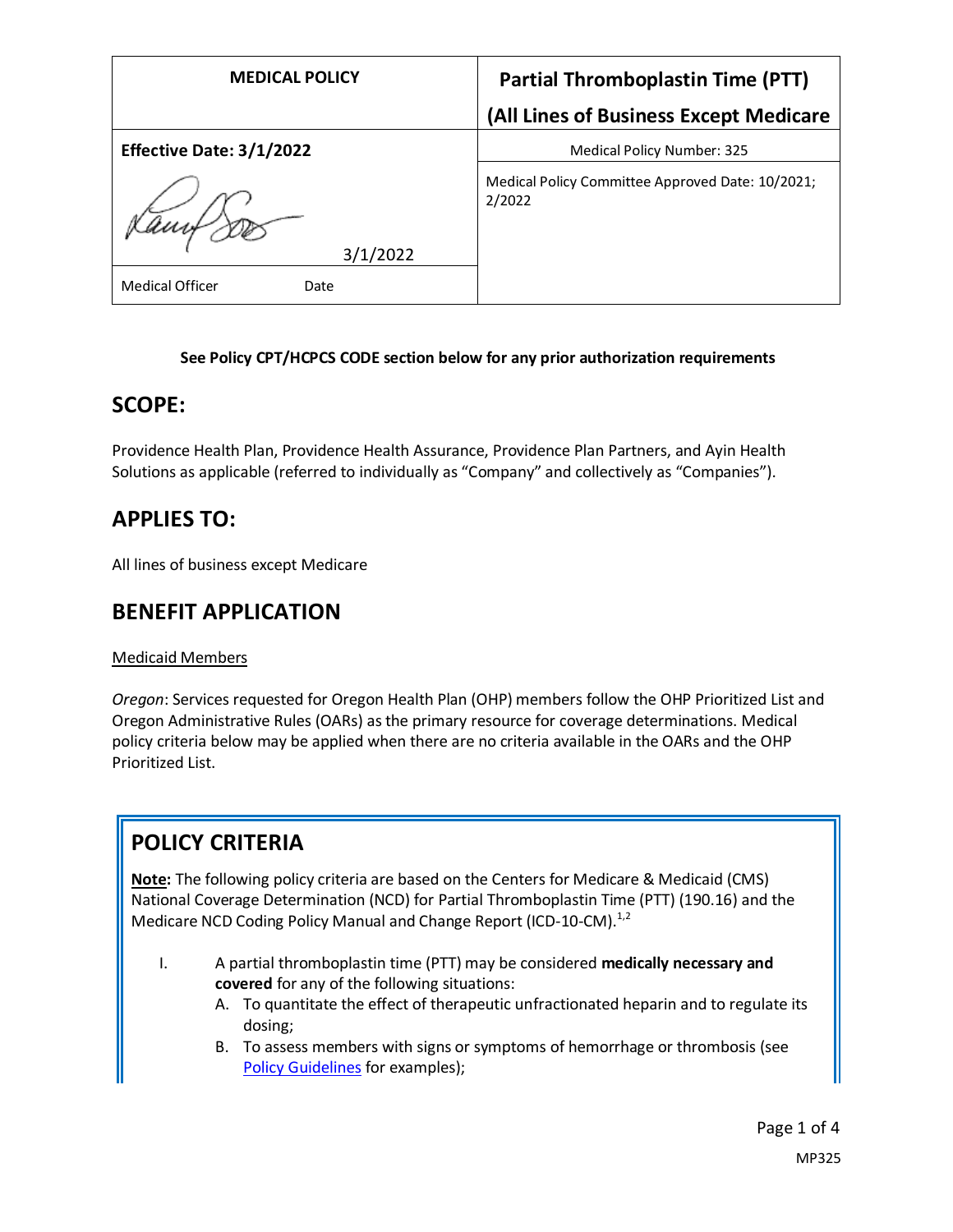| MEDICAL POLICY | Partial Thromboplastin Time (PTT) (All Lines of Business Except Medicare |
| --- | --- |
| **Effective Date: 3/1/2022** | Medical Policy Number: 325 |
| 3/1/2022 | Medical Policy Committee Approved Date: 10/2021; 2/2022 |
| Medical Officer Date | |

**See Policy CPT/HCPCS CODE section below for any prior authorization requirements**

## SCOPE:

Providence Health Plan, Providence Health Assurance, Providence Plan Partners, and Ayin Health Solutions as applicable (referred to individually as "Company" and collectively as "Companies").

## APPLIES TO:

All lines of business except Medicare

## BENEFIT APPLICATION

Medicaid Members

*Oregon*: Services requested for Oregon Health Plan (OHP) members follow the OHP Prioritized List and Oregon Administrative Rules (OARs) as the primary resource for coverage determinations. Medical policy criteria below may be applied when there are no criteria available in the OARs and the OHP Prioritized List.

## POLICY CRITERIA

**Note:** The following policy criteria are based on the Centers for Medicare & Medicaid (CMS) National Coverage Determination (NCD) for Partial Thromboplastin Time (PTT) (190.16) and the Medicare NCD Coding Policy Manual and Change Report (ICD-10-CM).[1,2]

I. A partial thromboplastin time (PTT) may be considered **medically necessary and covered** for any of the following situations:
   A. To quantitate the effect of therapeutic unfractionated heparin and to regulate its dosing;
   B. To assess members with signs or symptoms of hemorrhage or thrombosis (see Policy Guidelines for examples);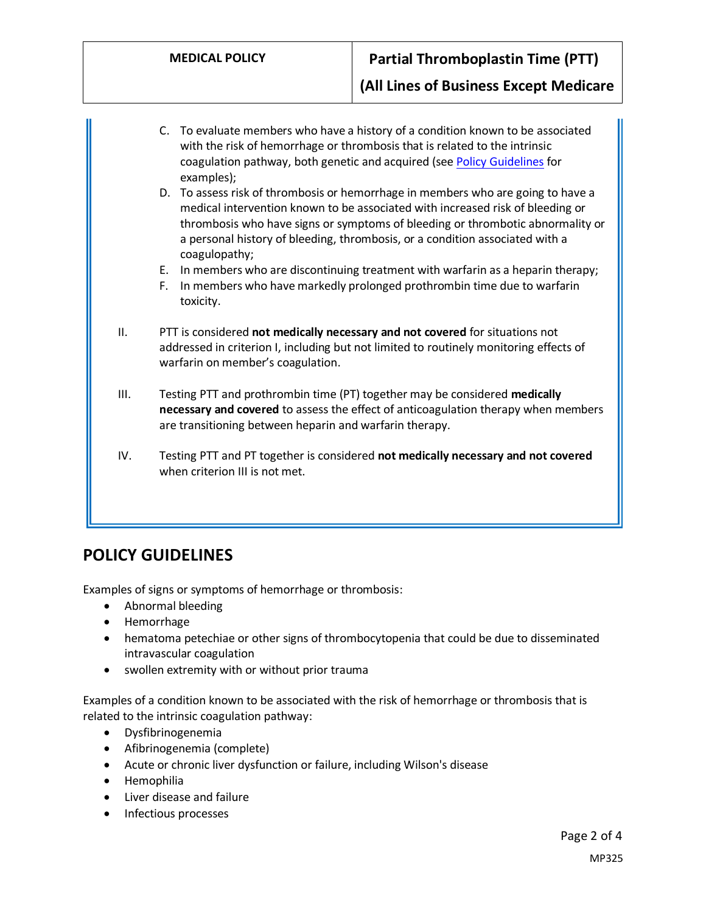C. To evaluate members who have a history of a condition known to be associated with the risk of hemorrhage or thrombosis that is related to the intrinsic coagulation pathway, both genetic and acquired (see Policy Guidelines for examples);
D. To assess risk of thrombosis or hemorrhage in members who are going to have a medical intervention known to be associated with increased risk of bleeding or thrombosis who have signs or symptoms of bleeding or thrombotic abnormality or a personal history of bleeding, thrombosis, or a condition associated with a coagulopathy;
E. In members who are discontinuing treatment with warfarin as a heparin therapy;
F. In members who have markedly prolonged prothrombin time due to warfarin toxicity.

II. PTT is considered **not medically necessary and not covered** for situations not addressed in criterion I, including but not limited to routinely monitoring effects of warfarin on member's coagulation.

III. Testing PTT and prothrombin time (PT) together may be considered **medically necessary and covered** to assess the effect of anticoagulation therapy when members are transitioning between heparin and warfarin therapy.

IV. Testing PTT and PT together is considered **not medically necessary and not covered** when criterion III is not met.

## POLICY GUIDELINES

Examples of signs or symptoms of hemorrhage or thrombosis:

- Abnormal bleeding
- Hemorrhage
- hematoma petechiae or other signs of thrombocytopenia that could be due to disseminated intravascular coagulation
- swollen extremity with or without prior trauma

Examples of a condition known to be associated with the risk of hemorrhage or thrombosis that is related to the intrinsic coagulation pathway:

- Dysfibrinogenemia
- Afibrinogenemia (complete)
- Acute or chronic liver dysfunction or failure, including Wilson's disease
- Hemophilia
- Liver disease and failure
- Infectious processes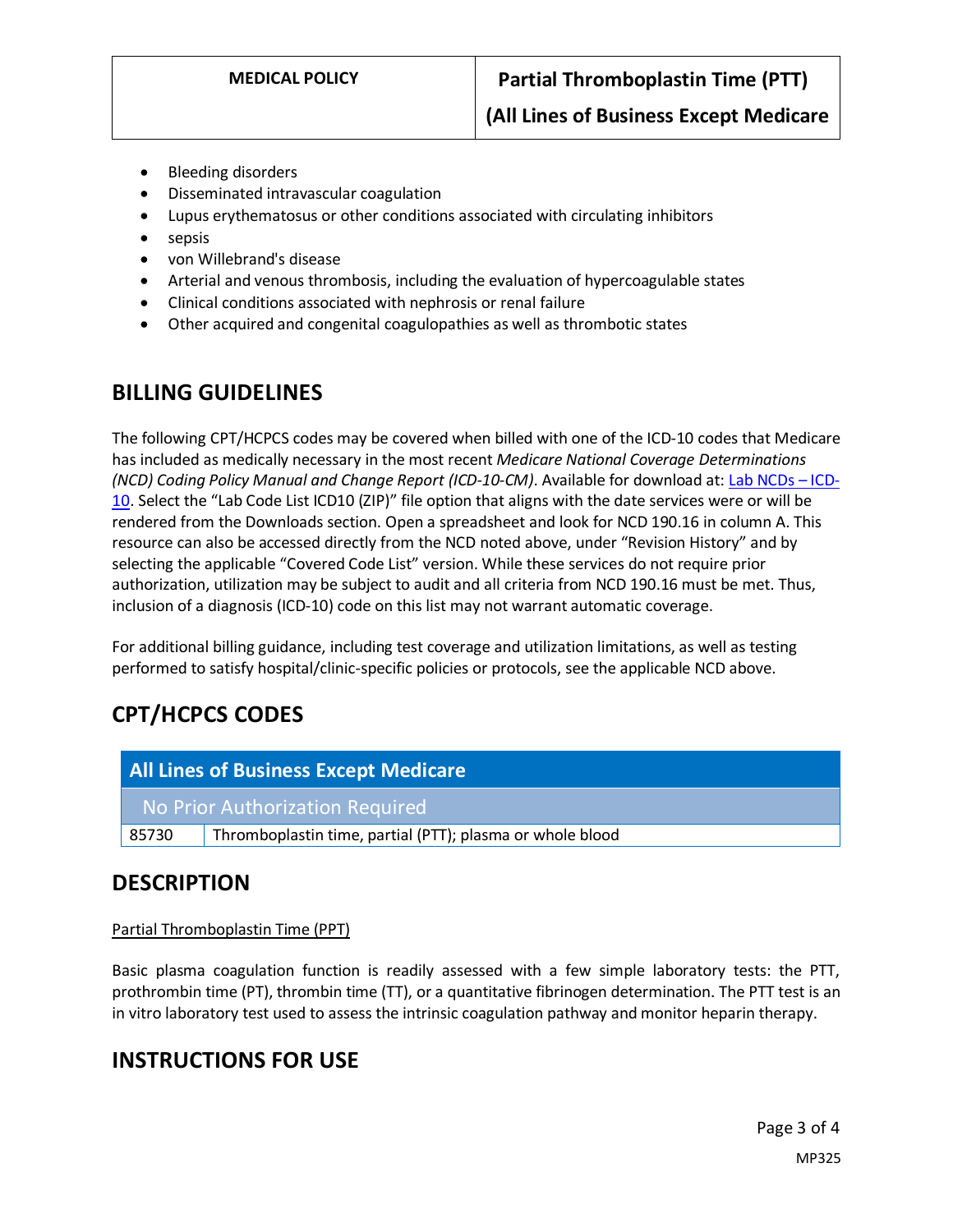- Bleeding disorders
- Disseminated intravascular coagulation
- Lupus erythematosus or other conditions associated with circulating inhibitors
- sepsis
- von Willebrand's disease
- Arterial and venous thrombosis, including the evaluation of hypercoagulable states
- Clinical conditions associated with nephrosis or renal failure
- Other acquired and congenital coagulopathies as well as thrombotic states

## BILLING GUIDELINES

The following CPT/HCPCS codes may be covered when billed with one of the ICD-10 codes that Medicare has included as medically necessary in the most recent *Medicare National Coverage Determinations (NCD) Coding Policy Manual and Change Report (ICD-10-CM)*. Available for download at: Lab NCDs – ICD-10. Select the “Lab Code List ICD10 (ZIP)” file option that aligns with the date services were or will be rendered from the Downloads section. Open a spreadsheet and look for NCD 190.16 in column A. This resource can also be accessed directly from the NCD noted above, under “Revision History” and by selecting the applicable “Covered Code List” version. While these services do not require prior authorization, utilization may be subject to audit and all criteria from NCD 190.16 must be met. Thus, inclusion of a diagnosis (ICD-10) code on this list may not warrant automatic coverage.

For additional billing guidance, including test coverage and utilization limitations, as well as testing performed to satisfy hospital/clinic-specific policies or protocols, see the applicable NCD above.

## CPT/HCPCS CODES

| All Lines of Business Except Medicare | |
|---|---|
| No Prior Authorization Required | |
| 85730 | Thromboplastin time, partial (PTT); plasma or whole blood |

## DESCRIPTION

Partial Thromboplastin Time (PPT)

Basic plasma coagulation function is readily assessed with a few simple laboratory tests: the PTT, prothrombin time (PT), thrombin time (TT), or a quantitative fibrinogen determination. The PTT test is an in vitro laboratory test used to assess the intrinsic coagulation pathway and monitor heparin therapy.

## INSTRUCTIONS FOR USE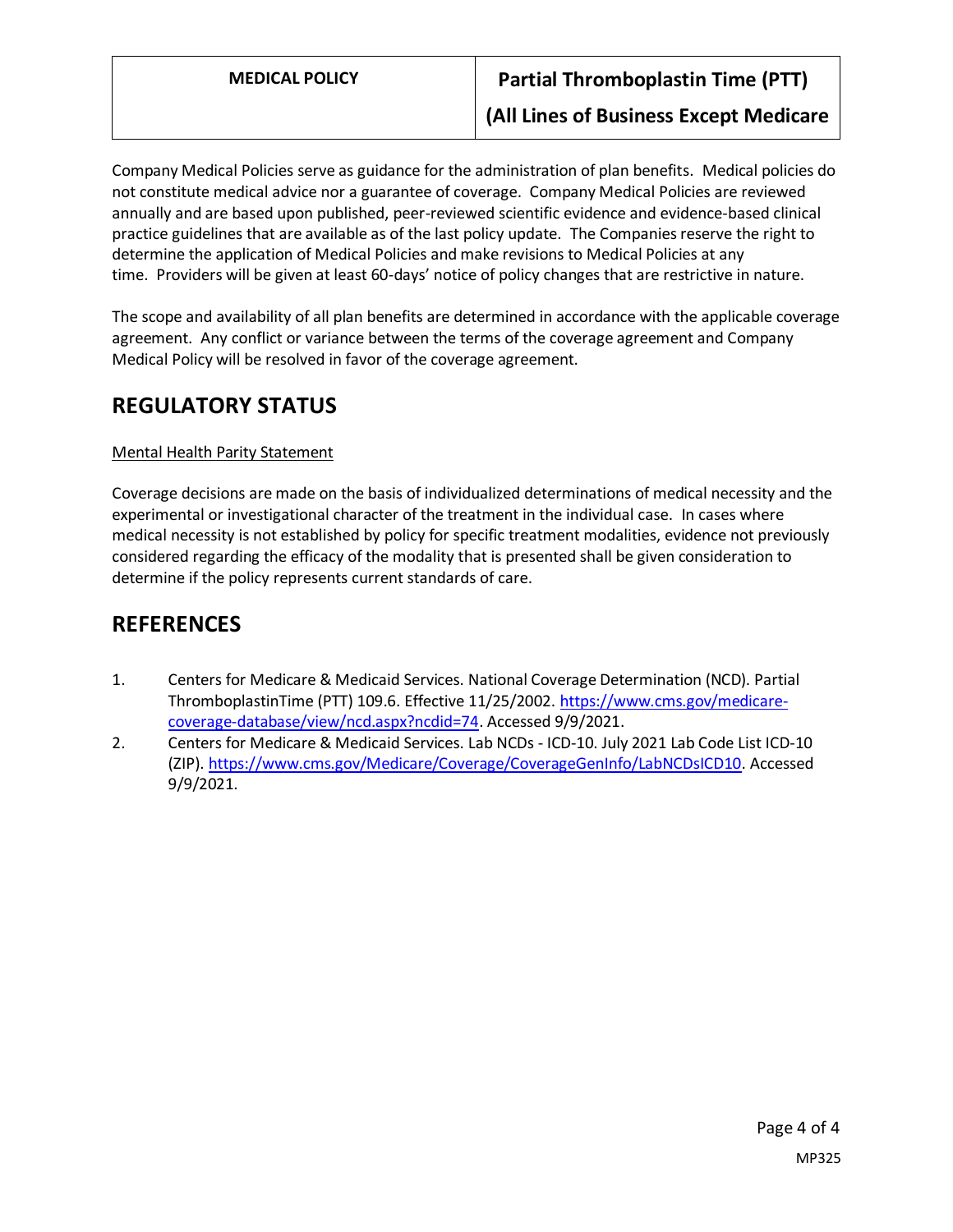Company Medical Policies serve as guidance for the administration of plan benefits. Medical policies do not constitute medical advice nor a guarantee of coverage. Company Medical Policies are reviewed annually and are based upon published, peer-reviewed scientific evidence and evidence-based clinical practice guidelines that are available as of the last policy update. The Companies reserve the right to determine the application of Medical Policies and make revisions to Medical Policies at any time. Providers will be given at least 60-days' notice of policy changes that are restrictive in nature.

The scope and availability of all plan benefits are determined in accordance with the applicable coverage agreement. Any conflict or variance between the terms of the coverage agreement and Company Medical Policy will be resolved in favor of the coverage agreement.

## REGULATORY STATUS

Mental Health Parity Statement

Coverage decisions are made on the basis of individualized determinations of medical necessity and the experimental or investigational character of the treatment in the individual case. In cases where medical necessity is not established by policy for specific treatment modalities, evidence not previously considered regarding the efficacy of the modality that is presented shall be given consideration to determine if the policy represents current standards of care.

## REFERENCES

1. Centers for Medicare & Medicaid Services. National Coverage Determination (NCD). Partial ThromboplastinTime (PTT) 109.6. Effective 11/25/2002. https://www.cms.gov/medicare-coverage-database/view/ncd.aspx?ncdid=74. Accessed 9/9/2021.
2. Centers for Medicare & Medicaid Services. Lab NCDs - ICD-10. July 2021 Lab Code List ICD-10 (ZIP). https://www.cms.gov/Medicare/Coverage/CoverageGenInfo/LabNCDsICD10. Accessed 9/9/2021.